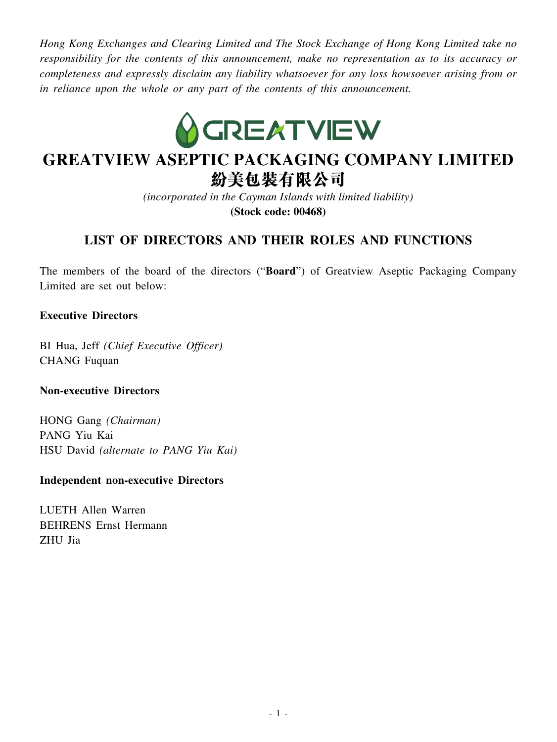*Hong Kong Exchanges and Clearing Limited and The Stock Exchange of Hong Kong Limited take no responsibility for the contents of this announcement, make no representation as to its accuracy or completeness and expressly disclaim any liability whatsoever for any loss howsoever arising from or in reliance upon the whole or any part of the contents of this announcement.*

# GREATVIEW ASEPTIC PACKAGING COMPANY LIMITED
# 紛美包裝有限公司

*(incorporated in the Cayman Islands with limited liability)*

**(Stock code: 00468)**

## LIST OF DIRECTORS AND THEIR ROLES AND FUNCTIONS

The members of the board of the directors ("**Board**") of Greatview Aseptic Packaging Company Limited are set out below:

**Executive Directors**

BI Hua, Jeff *(Chief Executive Officer)*
CHANG Fuquan

**Non-executive Directors**

HONG Gang *(Chairman)*
PANG Yiu Kai
HSU David *(alternate to PANG Yiu Kai)*

**Independent non-executive Directors**

LUETH Allen Warren
BEHRENS Ernst Hermann
ZHU Jia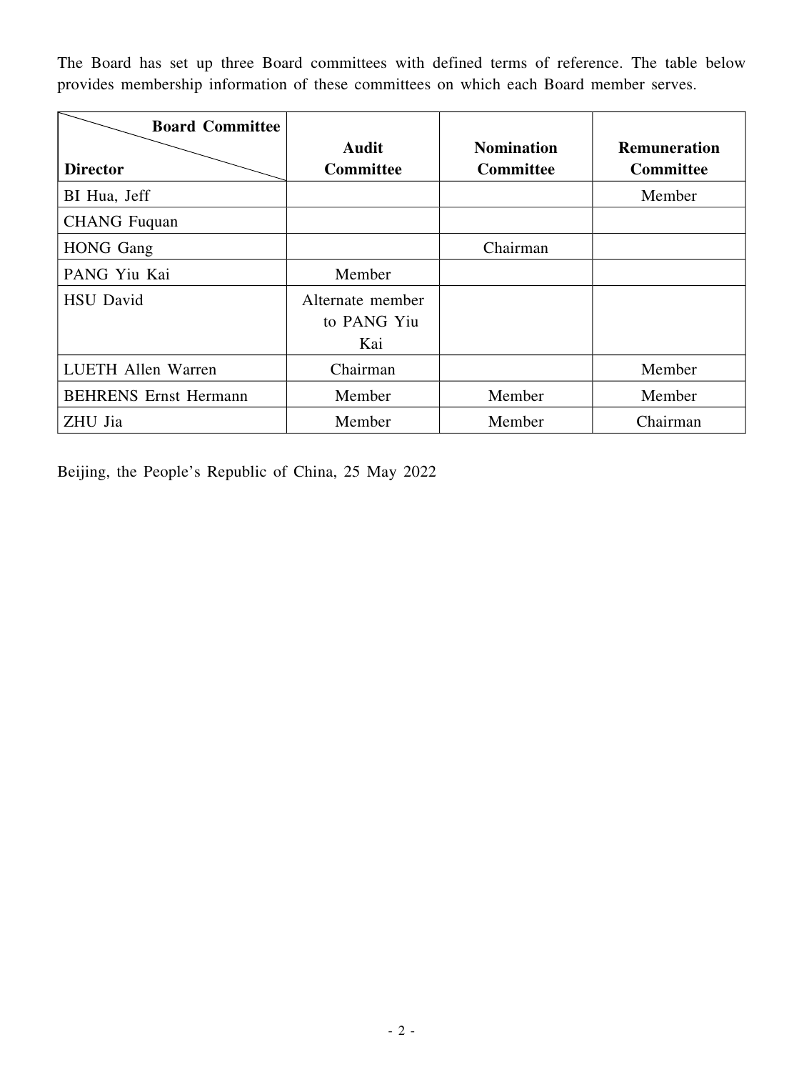The Board has set up three Board committees with defined terms of reference. The table below provides membership information of these committees on which each Board member serves.

| Board Committee / Director | Audit Committee | Nomination Committee | Remuneration Committee |
| --- | --- | --- | --- |
| BI Hua, Jeff | | | Member |
| CHANG Fuquan | | | |
| HONG Gang | | Chairman | |
| PANG Yiu Kai | Member | | |
| HSU David | Alternate member to PANG Yiu Kai | | |
| LUETH Allen Warren | Chairman | | Member |
| BEHRENS Ernst Hermann | Member | Member | Member |
| ZHU Jia | Member | Member | Chairman |

Beijing, the People's Republic of China, 25 May 2022